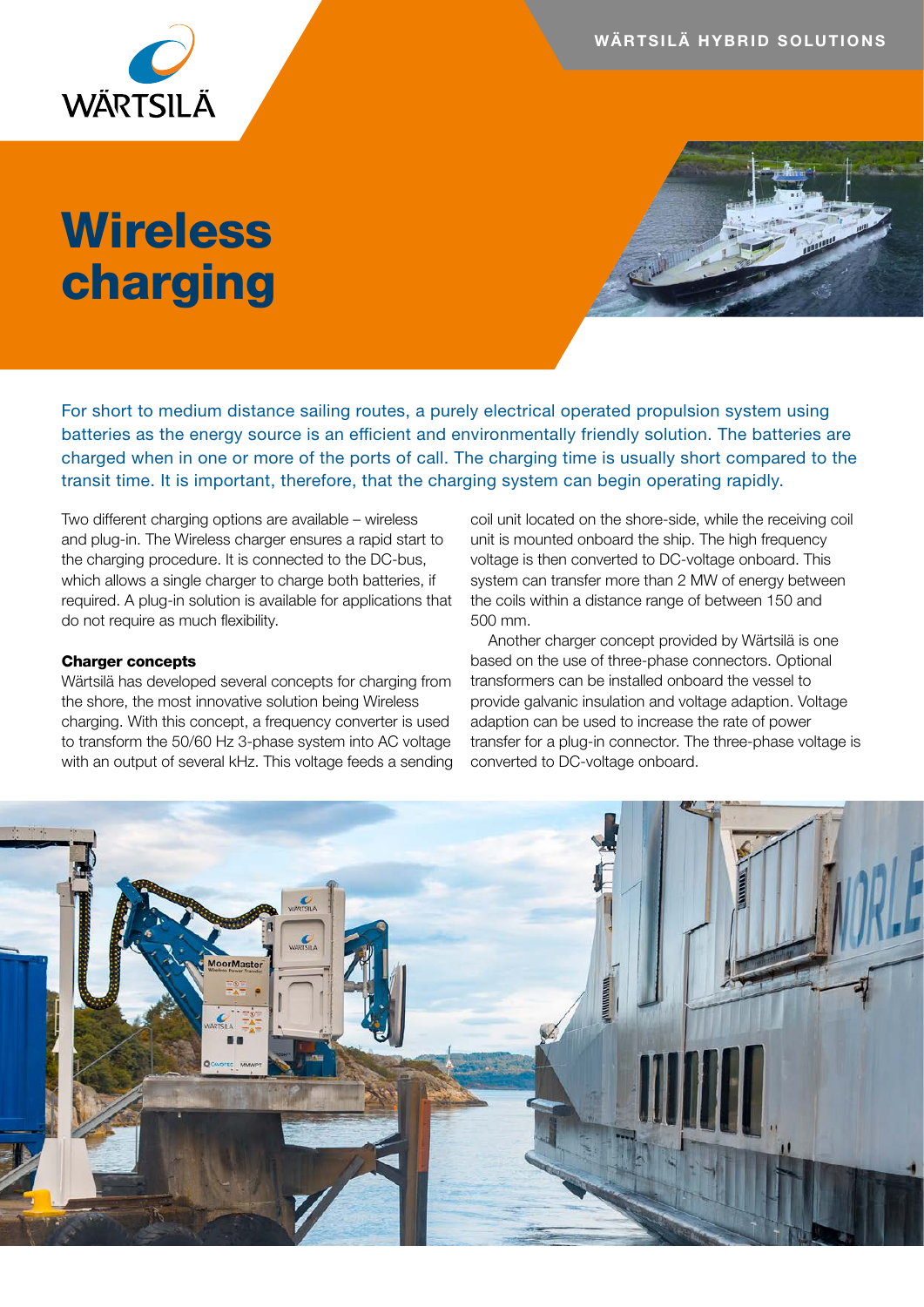WÄRTSILÄ HYBRID SOLUTIONS

# Wireless charging

For short to medium distance sailing routes, a purely electrical operated propulsion system using batteries as the energy source is an efficient and environmentally friendly solution. The batteries are charged when in one or more of the ports of call. The charging time is usually short compared to the transit time. It is important, therefore, that the charging system can begin operating rapidly.

Two different charging options are available – wireless and plug-in. The Wireless charger ensures a rapid start to the charging procedure. It is connected to the DC-bus, which allows a single charger to charge both batteries, if required. A plug-in solution is available for applications that do not require as much flexibility.

**Charger concepts**

Wärtsilä has developed several concepts for charging from the shore, the most innovative solution being Wireless charging. With this concept, a frequency converter is used to transform the 50/60 Hz 3-phase system into AC voltage with an output of several kHz. This voltage feeds a sending coil unit located on the shore-side, while the receiving coil unit is mounted onboard the ship. The high frequency voltage is then converted to DC-voltage onboard. This system can transfer more than 2 MW of energy between the coils within a distance range of between 150 and 500 mm.

Another charger concept provided by Wärtsilä is one based on the use of three-phase connectors. Optional transformers can be installed onboard the vessel to provide galvanic insulation and voltage adaption. Voltage adaption can be used to increase the rate of power transfer for a plug-in connector. The three-phase voltage is converted to DC-voltage onboard.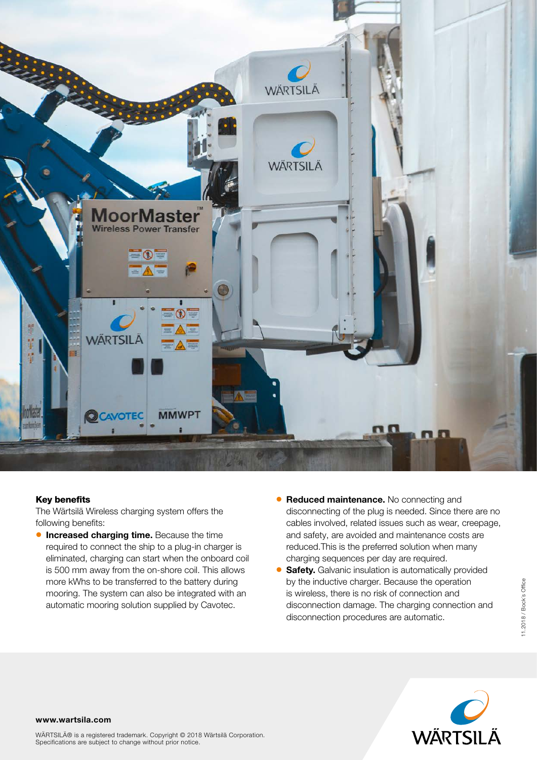**Key benefits**

The Wärtsilä Wireless charging system offers the following benefits:

- **Increased charging time.** Because the time required to connect the ship to a plug-in charger is eliminated, charging can start when the onboard coil is 500 mm away from the on-shore coil. This allows more kWhs to be transferred to the battery during mooring. The system can also be integrated with an automatic mooring solution supplied by Cavotec.
- **Reduced maintenance.** No connecting and disconnecting of the plug is needed. Since there are no cables involved, related issues such as wear, creepage, and safety, are avoided and maintenance costs are reduced.This is the preferred solution when many charging sequences per day are required.
- **Safety.** Galvanic insulation is automatically provided by the inductive charger. Because the operation is wireless, there is no risk of connection and disconnection damage. The charging connection and disconnection procedures are automatic.

11.2018 / Bock's Office

**www.wartsila.com**

WÄRTSILÄ® is a registered trademark. Copyright © 2018 Wärtsilä Corporation.
Specifications are subject to change without prior notice.